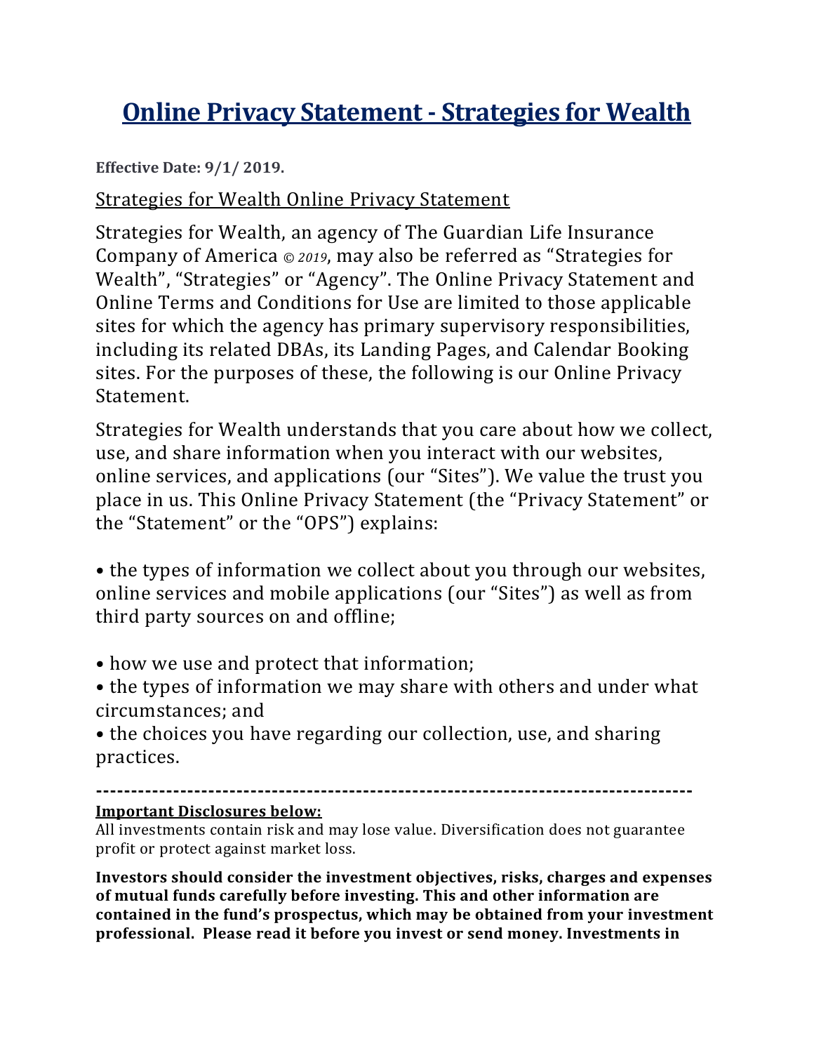# Online Privacy Statement - Strategies for Wealth

**Effective Date: 9/1/ 2019.**

Strategies for Wealth Online Privacy Statement

Strategies for Wealth, an agency of The Guardian Life Insurance Company of America *© 2019*, may also be referred as "Strategies for Wealth", "Strategies" or "Agency". The Online Privacy Statement and Online Terms and Conditions for Use are limited to those applicable sites for which the agency has primary supervisory responsibilities, including its related DBAs, its Landing Pages, and Calendar Booking sites. For the purposes of these, the following is our Online Privacy Statement.

Strategies for Wealth understands that you care about how we collect, use, and share information when you interact with our websites, online services, and applications (our "Sites"). We value the trust you place in us. This Online Privacy Statement (the "Privacy Statement" or the "Statement" or the "OPS") explains:

• the types of information we collect about you through our websites, online services and mobile applications (our "Sites") as well as from third party sources on and offline;

• how we use and protect that information;
• the types of information we may share with others and under what circumstances; and
• the choices you have regarding our collection, use, and sharing practices.

-----------------------------------------------------------------------------------

**Important Disclosures below:**

All investments contain risk and may lose value. Diversification does not guarantee profit or protect against market loss.

**Investors should consider the investment objectives, risks, charges and expenses of mutual funds carefully before investing. This and other information are contained in the fund's prospectus, which may be obtained from your investment professional. Please read it before you invest or send money. Investments in**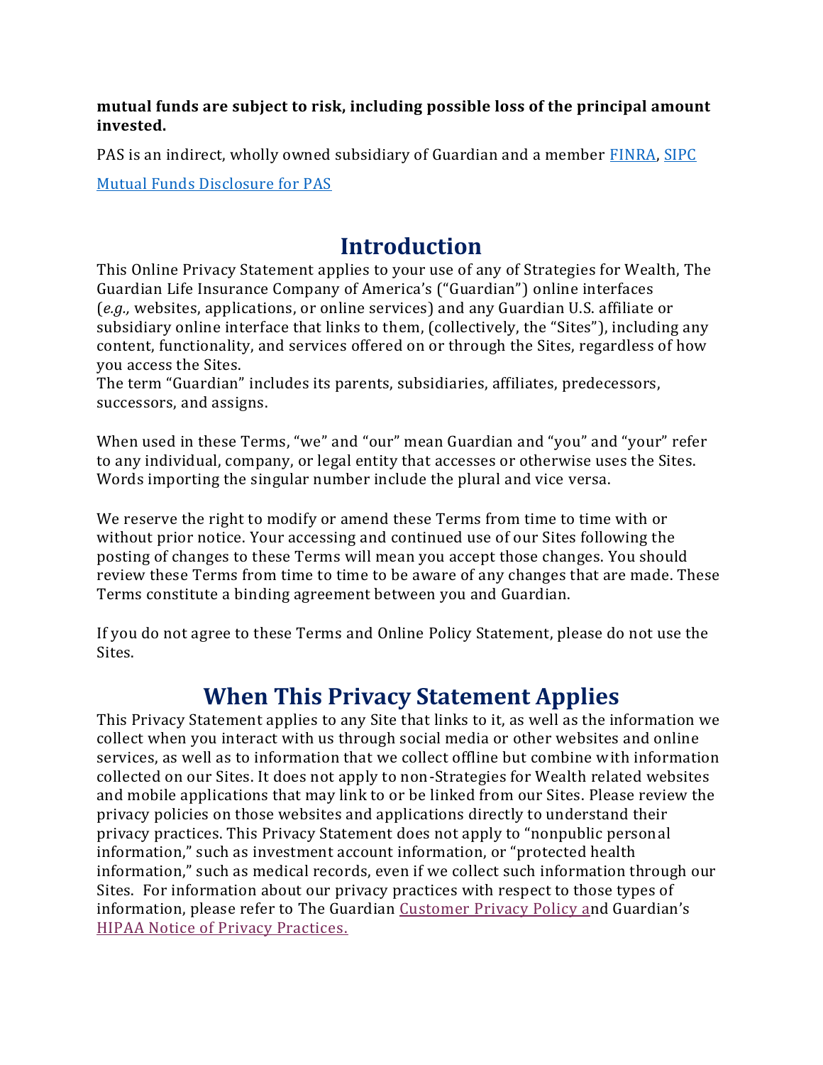**mutual funds are subject to risk, including possible loss of the principal amount invested.**

PAS is an indirect, wholly owned subsidiary of Guardian and a member FINRA, SIPC

Mutual Funds Disclosure for PAS

# Introduction

This Online Privacy Statement applies to your use of any of Strategies for Wealth, The Guardian Life Insurance Company of America's ("Guardian") online interfaces (*e.g.,* websites, applications, or online services) and any Guardian U.S. affiliate or subsidiary online interface that links to them, (collectively, the "Sites"), including any content, functionality, and services offered on or through the Sites, regardless of how you access the Sites.
The term "Guardian" includes its parents, subsidiaries, affiliates, predecessors, successors, and assigns.

When used in these Terms, "we" and "our" mean Guardian and "you" and "your" refer to any individual, company, or legal entity that accesses or otherwise uses the Sites. Words importing the singular number include the plural and vice versa.

We reserve the right to modify or amend these Terms from time to time with or without prior notice. Your accessing and continued use of our Sites following the posting of changes to these Terms will mean you accept those changes. You should review these Terms from time to time to be aware of any changes that are made. These Terms constitute a binding agreement between you and Guardian.

If you do not agree to these Terms and Online Policy Statement, please do not use the Sites.

# When This Privacy Statement Applies

This Privacy Statement applies to any Site that links to it, as well as the information we collect when you interact with us through social media or other websites and online services, as well as to information that we collect offline but combine with information collected on our Sites. It does not apply to non-Strategies for Wealth related websites and mobile applications that may link to or be linked from our Sites. Please review the privacy policies on those websites and applications directly to understand their privacy practices. This Privacy Statement does not apply to "nonpublic personal information," such as investment account information, or "protected health information," such as medical records, even if we collect such information through our Sites. For information about our privacy practices with respect to those types of information, please refer to The Guardian Customer Privacy Policy and Guardian's HIPAA Notice of Privacy Practices.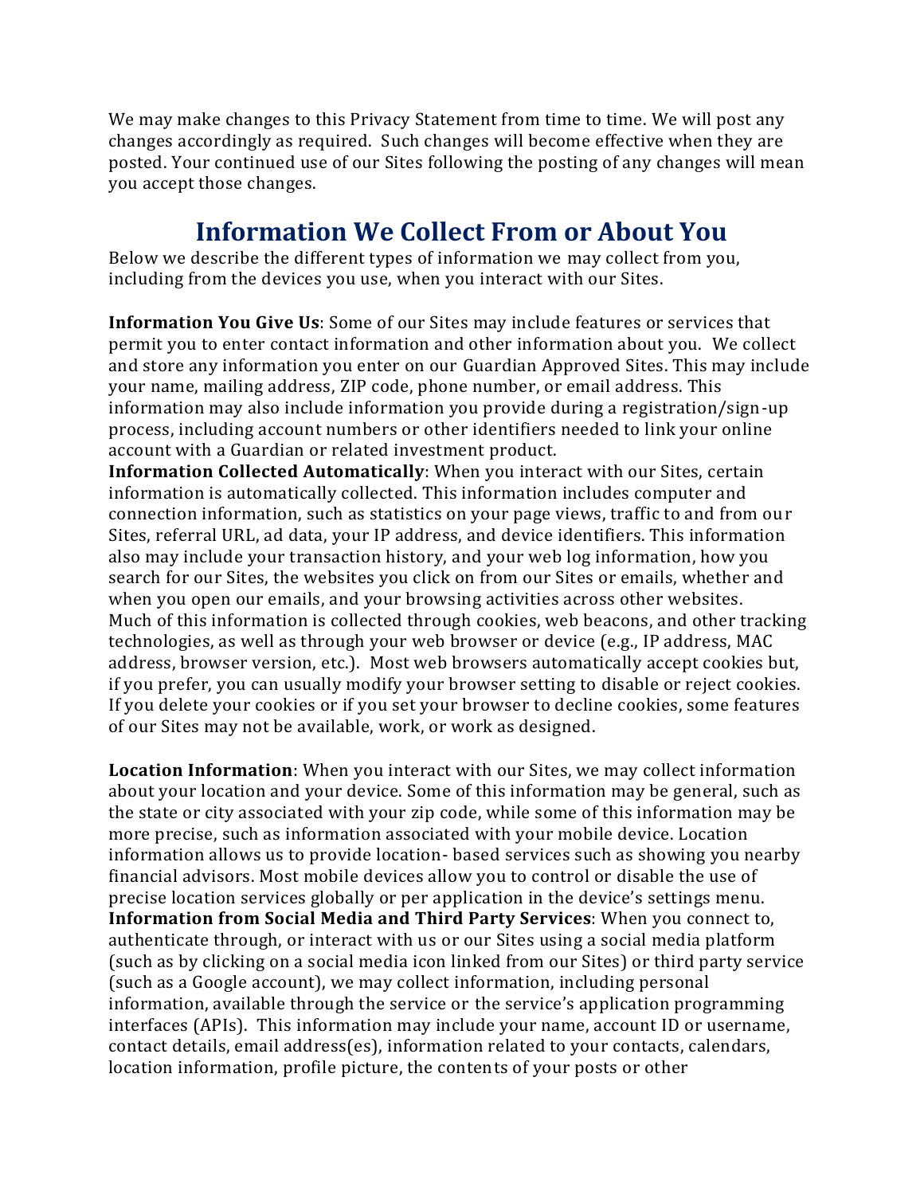We may make changes to this Privacy Statement from time to time. We will post any changes accordingly as required. Such changes will become effective when they are posted. Your continued use of our Sites following the posting of any changes will mean you accept those changes.

## Information We Collect From or About You

Below we describe the different types of information we may collect from you, including from the devices you use, when you interact with our Sites.

**Information You Give Us**: Some of our Sites may include features or services that permit you to enter contact information and other information about you. We collect and store any information you enter on our Guardian Approved Sites. This may include your name, mailing address, ZIP code, phone number, or email address. This information may also include information you provide during a registration/sign-up process, including account numbers or other identifiers needed to link your online account with a Guardian or related investment product.

**Information Collected Automatically**: When you interact with our Sites, certain information is automatically collected. This information includes computer and connection information, such as statistics on your page views, traffic to and from our Sites, referral URL, ad data, your IP address, and device identifiers. This information also may include your transaction history, and your web log information, how you search for our Sites, the websites you click on from our Sites or emails, whether and when you open our emails, and your browsing activities across other websites. Much of this information is collected through cookies, web beacons, and other tracking technologies, as well as through your web browser or device (e.g., IP address, MAC address, browser version, etc.). Most web browsers automatically accept cookies but, if you prefer, you can usually modify your browser setting to disable or reject cookies. If you delete your cookies or if you set your browser to decline cookies, some features of our Sites may not be available, work, or work as designed.

**Location Information**: When you interact with our Sites, we may collect information about your location and your device. Some of this information may be general, such as the state or city associated with your zip code, while some of this information may be more precise, such as information associated with your mobile device. Location information allows us to provide location- based services such as showing you nearby financial advisors. Most mobile devices allow you to control or disable the use of precise location services globally or per application in the device's settings menu.

**Information from Social Media and Third Party Services**: When you connect to, authenticate through, or interact with us or our Sites using a social media platform (such as by clicking on a social media icon linked from our Sites) or third party service (such as a Google account), we may collect information, including personal information, available through the service or the service's application programming interfaces (APIs). This information may include your name, account ID or username, contact details, email address(es), information related to your contacts, calendars, location information, profile picture, the contents of your posts or other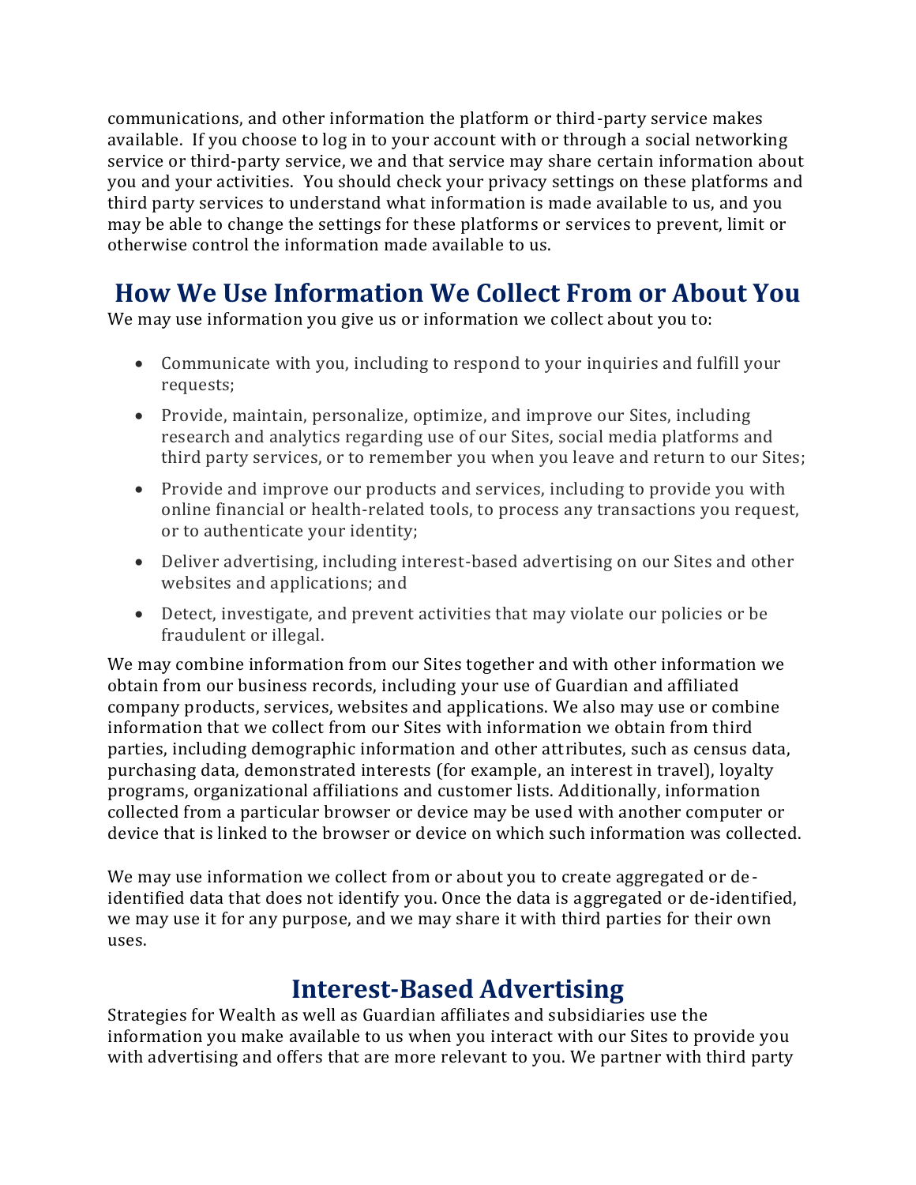communications, and other information the platform or third-party service makes available. If you choose to log in to your account with or through a social networking service or third-party service, we and that service may share certain information about you and your activities. You should check your privacy settings on these platforms and third party services to understand what information is made available to us, and you may be able to change the settings for these platforms or services to prevent, limit or otherwise control the information made available to us.

## How We Use Information We Collect From or About You

We may use information you give us or information we collect about you to:

- Communicate with you, including to respond to your inquiries and fulfill your requests;
- Provide, maintain, personalize, optimize, and improve our Sites, including research and analytics regarding use of our Sites, social media platforms and third party services, or to remember you when you leave and return to our Sites;
- Provide and improve our products and services, including to provide you with online financial or health-related tools, to process any transactions you request, or to authenticate your identity;
- Deliver advertising, including interest-based advertising on our Sites and other websites and applications; and
- Detect, investigate, and prevent activities that may violate our policies or be fraudulent or illegal.

We may combine information from our Sites together and with other information we obtain from our business records, including your use of Guardian and affiliated company products, services, websites and applications. We also may use or combine information that we collect from our Sites with information we obtain from third parties, including demographic information and other attributes, such as census data, purchasing data, demonstrated interests (for example, an interest in travel), loyalty programs, organizational affiliations and customer lists. Additionally, information collected from a particular browser or device may be used with another computer or device that is linked to the browser or device on which such information was collected.

We may use information we collect from or about you to create aggregated or de-identified data that does not identify you. Once the data is aggregated or de-identified, we may use it for any purpose, and we may share it with third parties for their own uses.

## Interest-Based Advertising

Strategies for Wealth as well as Guardian affiliates and subsidiaries use the information you make available to us when you interact with our Sites to provide you with advertising and offers that are more relevant to you. We partner with third party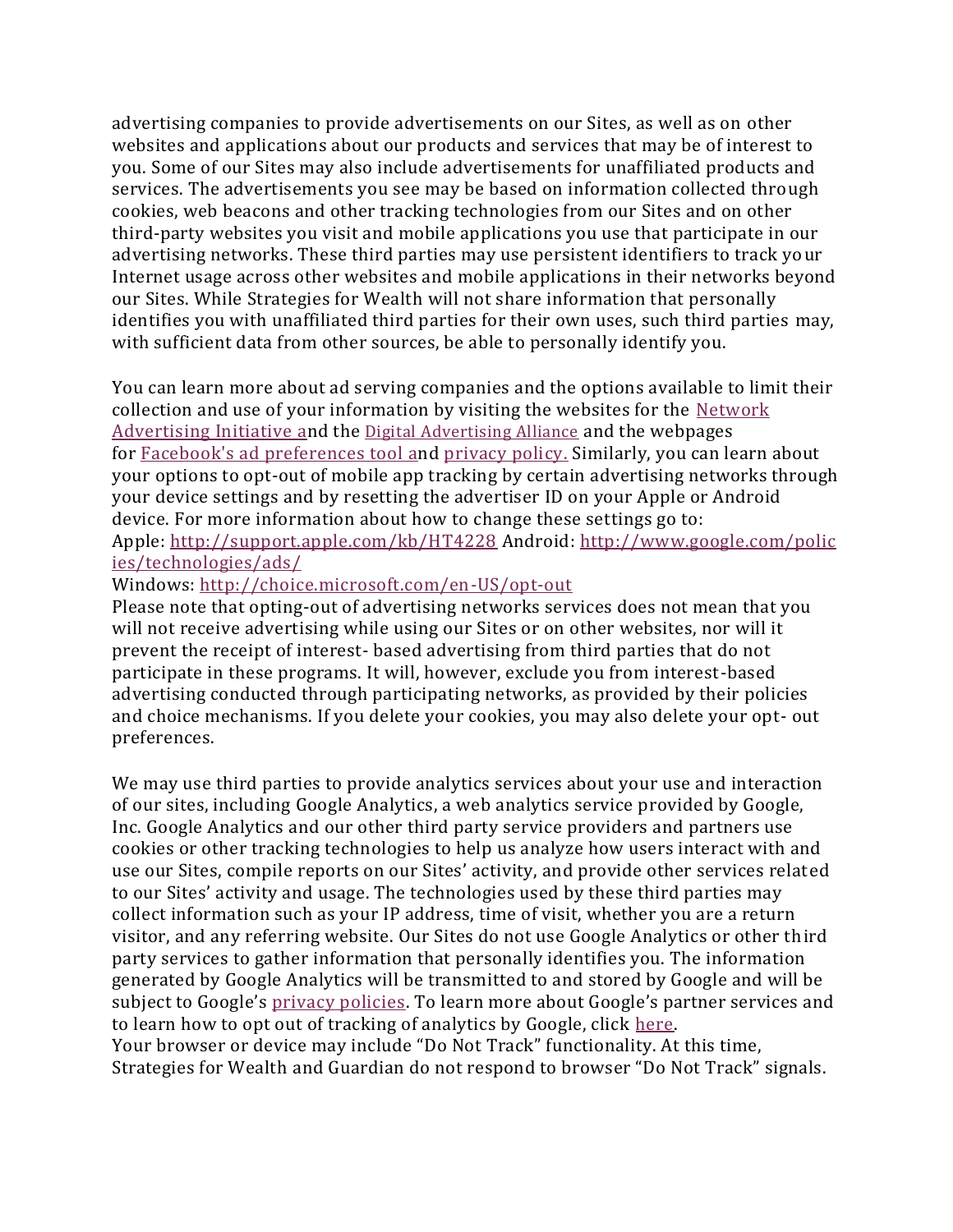advertising companies to provide advertisements on our Sites, as well as on other websites and applications about our products and services that may be of interest to you. Some of our Sites may also include advertisements for unaffiliated products and services. The advertisements you see may be based on information collected through cookies, web beacons and other tracking technologies from our Sites and on other third-party websites you visit and mobile applications you use that participate in our advertising networks. These third parties may use persistent identifiers to track your Internet usage across other websites and mobile applications in their networks beyond our Sites. While Strategies for Wealth will not share information that personally identifies you with unaffiliated third parties for their own uses, such third parties may, with sufficient data from other sources, be able to personally identify you.

You can learn more about ad serving companies and the options available to limit their collection and use of your information by visiting the websites for the Network Advertising Initiative and the Digital Advertising Alliance and the webpages for Facebook's ad preferences tool and privacy policy. Similarly, you can learn about your options to opt-out of mobile app tracking by certain advertising networks through your device settings and by resetting the advertiser ID on your Apple or Android device. For more information about how to change these settings go to:
Apple: http://support.apple.com/kb/HT4228 Android: http://www.google.com/policies/technologies/ads/
Windows: http://choice.microsoft.com/en-US/opt-out
Please note that opting-out of advertising networks services does not mean that you will not receive advertising while using our Sites or on other websites, nor will it prevent the receipt of interest- based advertising from third parties that do not participate in these programs. It will, however, exclude you from interest-based advertising conducted through participating networks, as provided by their policies and choice mechanisms. If you delete your cookies, you may also delete your opt- out preferences.

We may use third parties to provide analytics services about your use and interaction of our sites, including Google Analytics, a web analytics service provided by Google, Inc. Google Analytics and our other third party service providers and partners use cookies or other tracking technologies to help us analyze how users interact with and use our Sites, compile reports on our Sites' activity, and provide other services related to our Sites' activity and usage. The technologies used by these third parties may collect information such as your IP address, time of visit, whether you are a return visitor, and any referring website. Our Sites do not use Google Analytics or other third party services to gather information that personally identifies you. The information generated by Google Analytics will be transmitted to and stored by Google and will be subject to Google's privacy policies. To learn more about Google's partner services and to learn how to opt out of tracking of analytics by Google, click here.
Your browser or device may include "Do Not Track" functionality. At this time, Strategies for Wealth and Guardian do not respond to browser "Do Not Track" signals.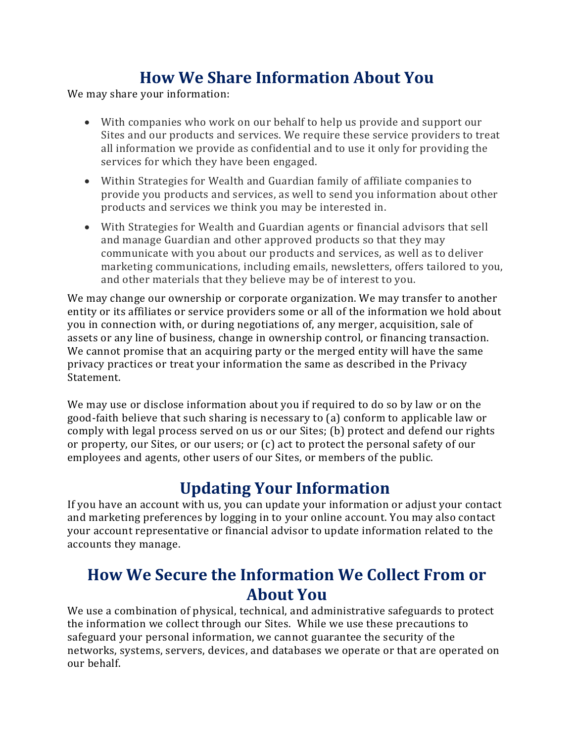## How We Share Information About You

We may share your information:

- With companies who work on our behalf to help us provide and support our Sites and our products and services. We require these service providers to treat all information we provide as confidential and to use it only for providing the services for which they have been engaged.
- Within Strategies for Wealth and Guardian family of affiliate companies to provide you products and services, as well to send you information about other products and services we think you may be interested in.
- With Strategies for Wealth and Guardian agents or financial advisors that sell and manage Guardian and other approved products so that they may communicate with you about our products and services, as well as to deliver marketing communications, including emails, newsletters, offers tailored to you, and other materials that they believe may be of interest to you.

We may change our ownership or corporate organization. We may transfer to another entity or its affiliates or service providers some or all of the information we hold about you in connection with, or during negotiations of, any merger, acquisition, sale of assets or any line of business, change in ownership control, or financing transaction. We cannot promise that an acquiring party or the merged entity will have the same privacy practices or treat your information the same as described in the Privacy Statement.

We may use or disclose information about you if required to do so by law or on the good-faith believe that such sharing is necessary to (a) conform to applicable law or comply with legal process served on us or our Sites; (b) protect and defend our rights or property, our Sites, or our users; or (c) act to protect the personal safety of our employees and agents, other users of our Sites, or members of the public.

## Updating Your Information

If you have an account with us, you can update your information or adjust your contact and marketing preferences by logging in to your online account. You may also contact your account representative or financial advisor to update information related to the accounts they manage.

## How We Secure the Information We Collect From or About You

We use a combination of physical, technical, and administrative safeguards to protect the information we collect through our Sites. While we use these precautions to safeguard your personal information, we cannot guarantee the security of the networks, systems, servers, devices, and databases we operate or that are operated on our behalf.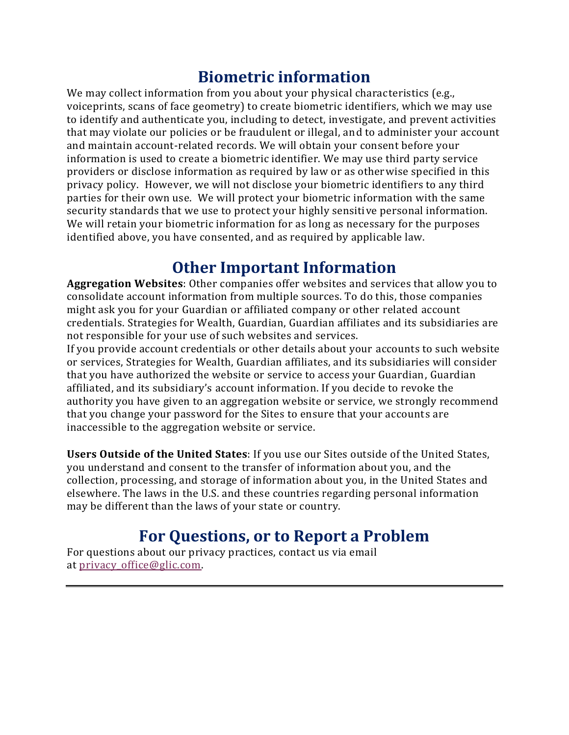## Biometric information

We may collect information from you about your physical characteristics (e.g., voiceprints, scans of face geometry) to create biometric identifiers, which we may use to identify and authenticate you, including to detect, investigate, and prevent activities that may violate our policies or be fraudulent or illegal, and to administer your account and maintain account-related records. We will obtain your consent before your information is used to create a biometric identifier. We may use third party service providers or disclose information as required by law or as otherwise specified in this privacy policy. However, we will not disclose your biometric identifiers to any third parties for their own use. We will protect your biometric information with the same security standards that we use to protect your highly sensitive personal information. We will retain your biometric information for as long as necessary for the purposes identified above, you have consented, and as required by applicable law.

## Other Important Information

**Aggregation Websites**: Other companies offer websites and services that allow you to consolidate account information from multiple sources. To do this, those companies might ask you for your Guardian or affiliated company or other related account credentials. Strategies for Wealth, Guardian, Guardian affiliates and its subsidiaries are not responsible for your use of such websites and services.

If you provide account credentials or other details about your accounts to such website or services, Strategies for Wealth, Guardian affiliates, and its subsidiaries will consider that you have authorized the website or service to access your Guardian, Guardian affiliated, and its subsidiary's account information. If you decide to revoke the authority you have given to an aggregation website or service, we strongly recommend that you change your password for the Sites to ensure that your accounts are inaccessible to the aggregation website or service.

**Users Outside of the United States**: If you use our Sites outside of the United States, you understand and consent to the transfer of information about you, and the collection, processing, and storage of information about you, in the United States and elsewhere. The laws in the U.S. and these countries regarding personal information may be different than the laws of your state or country.

## For Questions, or to Report a Problem

For questions about our privacy practices, contact us via email at privacy_office@glic.com.

---